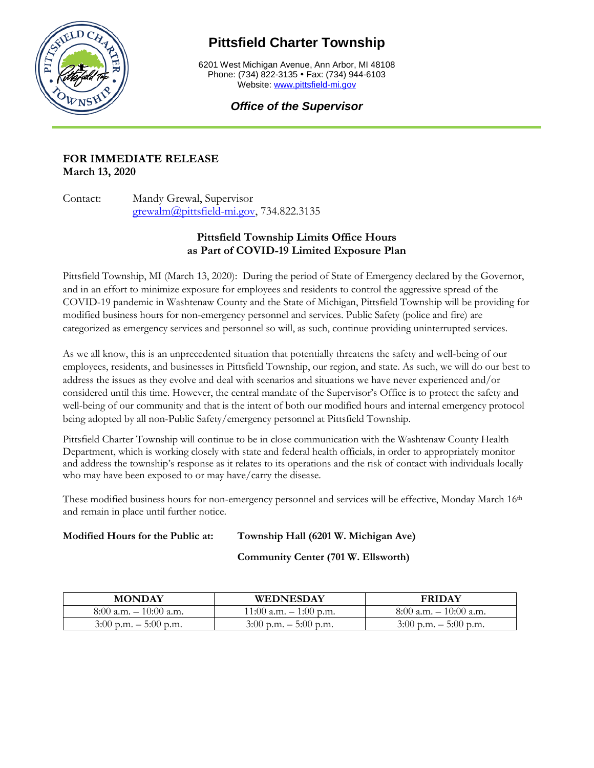# Pittsfield Charter Township

6201 West Michigan Avenue, Ann Arbor, MI 48108
Phone: (734) 822-3135 • Fax: (734) 944-6103
Website: www.pittsfield-mi.gov

***Office of the Supervisor***

**FOR IMMEDIATE RELEASE**
**March 13, 2020**

Contact: Mandy Grewal, Supervisor
grewalm@pittsfield-mi.gov, 734.822.3135

## Pittsfield Township Limits Office Hours as Part of COVID-19 Limited Exposure Plan

Pittsfield Township, MI (March 13, 2020): During the period of State of Emergency declared by the Governor, and in an effort to minimize exposure for employees and residents to control the aggressive spread of the COVID-19 pandemic in Washtenaw County and the State of Michigan, Pittsfield Township will be providing for modified business hours for non-emergency personnel and services. Public Safety (police and fire) are categorized as emergency services and personnel so will, as such, continue providing uninterrupted services.

As we all know, this is an unprecedented situation that potentially threatens the safety and well-being of our employees, residents, and businesses in Pittsfield Township, our region, and state. As such, we will do our best to address the issues as they evolve and deal with scenarios and situations we have never experienced and/or considered until this time. However, the central mandate of the Supervisor's Office is to protect the safety and well-being of our community and that is the intent of both our modified hours and internal emergency protocol being adopted by all non-Public Safety/emergency personnel at Pittsfield Township.

Pittsfield Charter Township will continue to be in close communication with the Washtenaw County Health Department, which is working closely with state and federal health officials, in order to appropriately monitor and address the township's response as it relates to its operations and the risk of contact with individuals locally who may have been exposed to or may have/carry the disease.

These modified business hours for non-emergency personnel and services will be effective, Monday March 16th and remain in place until further notice.

**Modified Hours for the Public at:** **Township Hall (6201 W. Michigan Ave)**

**Community Center (701 W. Ellsworth)**

| MONDAY | WEDNESDAY | FRIDAY |
|---|---|---|
| 8:00 a.m. – 10:00 a.m. | 11:00 a.m. – 1:00 p.m. | 8:00 a.m. – 10:00 a.m. |
| 3:00 p.m. – 5:00 p.m. | 3:00 p.m. – 5:00 p.m. | 3:00 p.m. – 5:00 p.m. |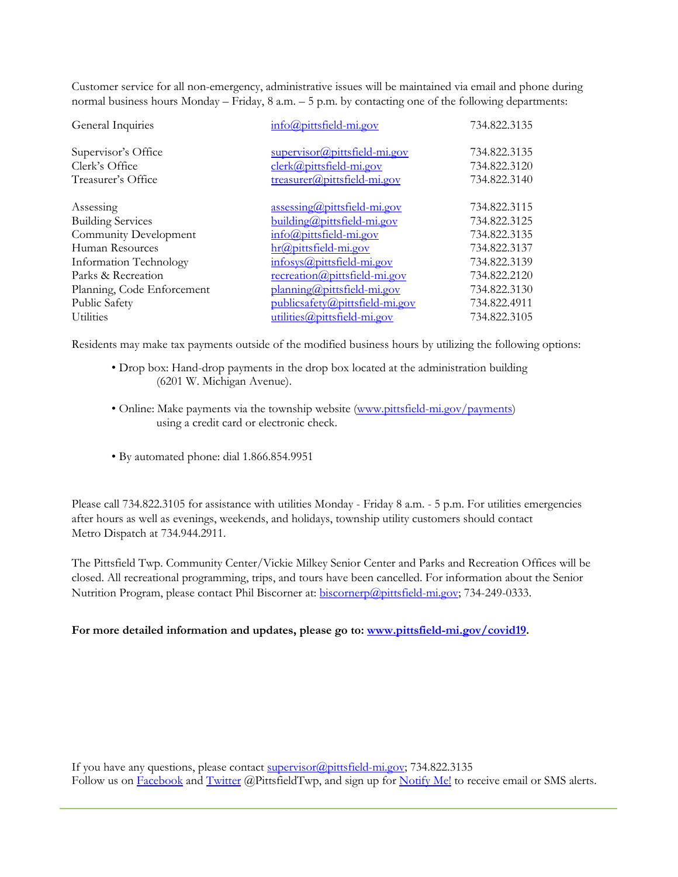Customer service for all non-emergency, administrative issues will be maintained via email and phone during normal business hours Monday – Friday, 8 a.m. – 5 p.m. by contacting one of the following departments:

| | | |
|---|---|---|
| General Inquiries | info@pittsfield-mi.gov | 734.822.3135 |
| Supervisor's Office | supervisor@pittsfield-mi.gov | 734.822.3135 |
| Clerk's Office | clerk@pittsfield-mi.gov | 734.822.3120 |
| Treasurer's Office | treasurer@pittsfield-mi.gov | 734.822.3140 |
| Assessing | assessing@pittsfield-mi.gov | 734.822.3115 |
| Building Services | building@pittsfield-mi.gov | 734.822.3125 |
| Community Development | info@pittsfield-mi.gov | 734.822.3135 |
| Human Resources | hr@pittsfield-mi.gov | 734.822.3137 |
| Information Technology | infosys@pittsfield-mi.gov | 734.822.3139 |
| Parks & Recreation | recreation@pittsfield-mi.gov | 734.822.2120 |
| Planning, Code Enforcement | planning@pittsfield-mi.gov | 734.822.3130 |
| Public Safety | publicsafety@pittsfield-mi.gov | 734.822.4911 |
| Utilities | utilities@pittsfield-mi.gov | 734.822.3105 |

Residents may make tax payments outside of the modified business hours by utilizing the following options:

- Drop box: Hand-drop payments in the drop box located at the administration building (6201 W. Michigan Avenue).
- Online: Make payments via the township website (www.pittsfield-mi.gov/payments) using a credit card or electronic check.
- By automated phone: dial 1.866.854.9951

Please call 734.822.3105 for assistance with utilities Monday - Friday 8 a.m. - 5 p.m. For utilities emergencies after hours as well as evenings, weekends, and holidays, township utility customers should contact Metro Dispatch at 734.944.2911.

The Pittsfield Twp. Community Center/Vickie Milkey Senior Center and Parks and Recreation Offices will be closed. All recreational programming, trips, and tours have been cancelled. For information about the Senior Nutrition Program, please contact Phil Biscorner at: biscornerp@pittsfield-mi.gov; 734-249-0333.

**For more detailed information and updates, please go to: www.pittsfield-mi.gov/covid19.**

If you have any questions, please contact supervisor@pittsfield-mi.gov; 734.822.3135
Follow us on Facebook and Twitter @PittsfieldTwp, and sign up for Notify Me! to receive email or SMS alerts.